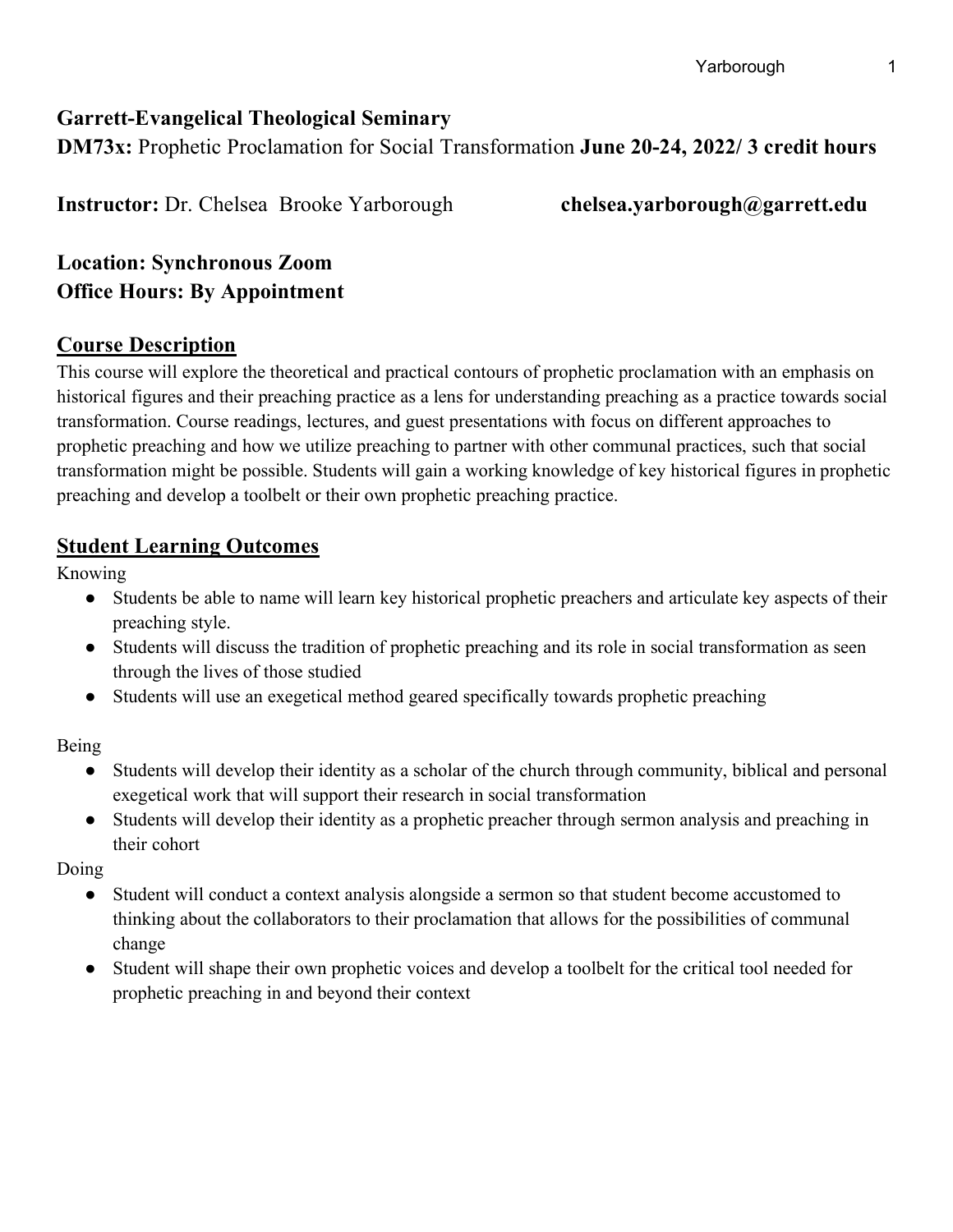**Garrett-Evangelical Theological Seminary**

**DM73x:** Prophetic Proclamation for Social Transformation **June 20-24, 2022/ 3 credit hours**

**Instructor:** Dr. Chelsea Brooke Yarborough **chelsea.yarborough@garrett.edu**

**Location: Synchronous Zoom**

**Office Hours: By Appointment**

## Course Description

This course will explore the theoretical and practical contours of prophetic proclamation with an emphasis on historical figures and their preaching practice as a lens for understanding preaching as a practice towards social transformation. Course readings, lectures, and guest presentations with focus on different approaches to prophetic preaching and how we utilize preaching to partner with other communal practices, such that social transformation might be possible. Students will gain a working knowledge of key historical figures in prophetic preaching and develop a toolbelt or their own prophetic preaching practice.

## Student Learning Outcomes

Knowing

- Students be able to name will learn key historical prophetic preachers and articulate key aspects of their preaching style.
- Students will discuss the tradition of prophetic preaching and its role in social transformation as seen through the lives of those studied
- Students will use an exegetical method geared specifically towards prophetic preaching

Being

- Students will develop their identity as a scholar of the church through community, biblical and personal exegetical work that will support their research in social transformation
- Students will develop their identity as a prophetic preacher through sermon analysis and preaching in their cohort

Doing

- Student will conduct a context analysis alongside a sermon so that student become accustomed to thinking about the collaborators to their proclamation that allows for the possibilities of communal change
- Student will shape their own prophetic voices and develop a toolbelt for the critical tool needed for prophetic preaching in and beyond their context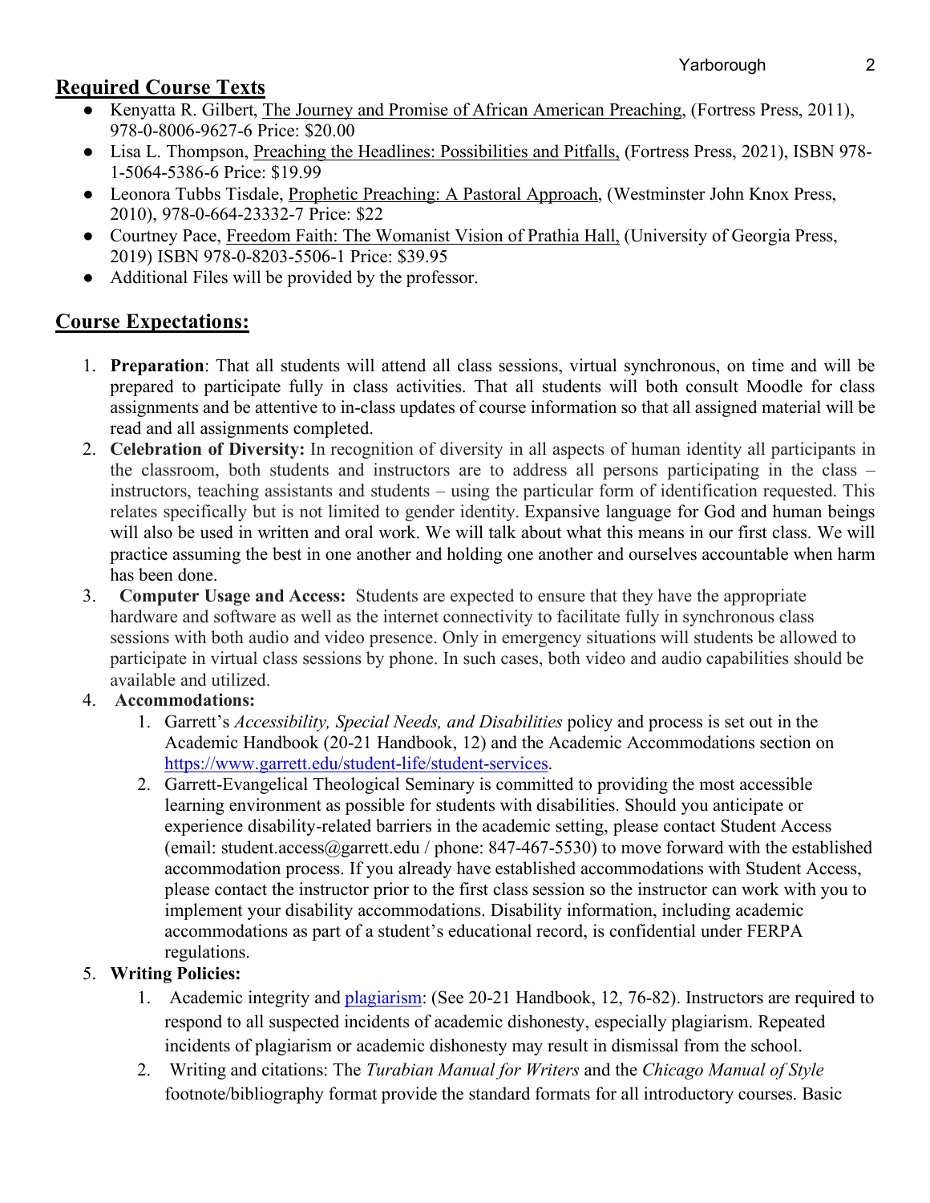## Required Course Texts

- Kenyatta R. Gilbert, The Journey and Promise of African American Preaching, (Fortress Press, 2011), 978-0-8006-9627-6 Price: $20.00
- Lisa L. Thompson, Preaching the Headlines: Possibilities and Pitfalls, (Fortress Press, 2021), ISBN 978-1-5064-5386-6 Price: $19.99
- Leonora Tubbs Tisdale, Prophetic Preaching: A Pastoral Approach, (Westminster John Knox Press, 2010), 978-0-664-23332-7 Price: $22
- Courtney Pace, Freedom Faith: The Womanist Vision of Prathia Hall, (University of Georgia Press, 2019) ISBN 978-0-8203-5506-1 Price: $39.95
- Additional Files will be provided by the professor.

## Course Expectations:

1. **Preparation**: That all students will attend all class sessions, virtual synchronous, on time and will be prepared to participate fully in class activities. That all students will both consult Moodle for class assignments and be attentive to in-class updates of course information so that all assigned material will be read and all assignments completed.
2. **Celebration of Diversity:** In recognition of diversity in all aspects of human identity all participants in the classroom, both students and instructors are to address all persons participating in the class – instructors, teaching assistants and students – using the particular form of identification requested. This relates specifically but is not limited to gender identity. Expansive language for God and human beings will also be used in written and oral work. We will talk about what this means in our first class. We will practice assuming the best in one another and holding one another and ourselves accountable when harm has been done.
3. **Computer Usage and Access:** Students are expected to ensure that they have the appropriate hardware and software as well as the internet connectivity to facilitate fully in synchronous class sessions with both audio and video presence. Only in emergency situations will students be allowed to participate in virtual class sessions by phone. In such cases, both video and audio capabilities should be available and utilized.
4. **Accommodations:**
   1. Garrett's *Accessibility, Special Needs, and Disabilities* policy and process is set out in the Academic Handbook (20-21 Handbook, 12) and the Academic Accommodations section on https://www.garrett.edu/student-life/student-services.
   2. Garrett-Evangelical Theological Seminary is committed to providing the most accessible learning environment as possible for students with disabilities. Should you anticipate or experience disability-related barriers in the academic setting, please contact Student Access (email: student.access@garrett.edu / phone: 847-467-5530) to move forward with the established accommodation process. If you already have established accommodations with Student Access, please contact the instructor prior to the first class session so the instructor can work with you to implement your disability accommodations. Disability information, including academic accommodations as part of a student's educational record, is confidential under FERPA regulations.
5. **Writing Policies:**
   1. Academic integrity and plagiarism: (See 20-21 Handbook, 12, 76-82). Instructors are required to respond to all suspected incidents of academic dishonesty, especially plagiarism. Repeated incidents of plagiarism or academic dishonesty may result in dismissal from the school.
   2. Writing and citations: The *Turabian Manual for Writers* and the *Chicago Manual of Style* footnote/bibliography format provide the standard formats for all introductory courses. Basic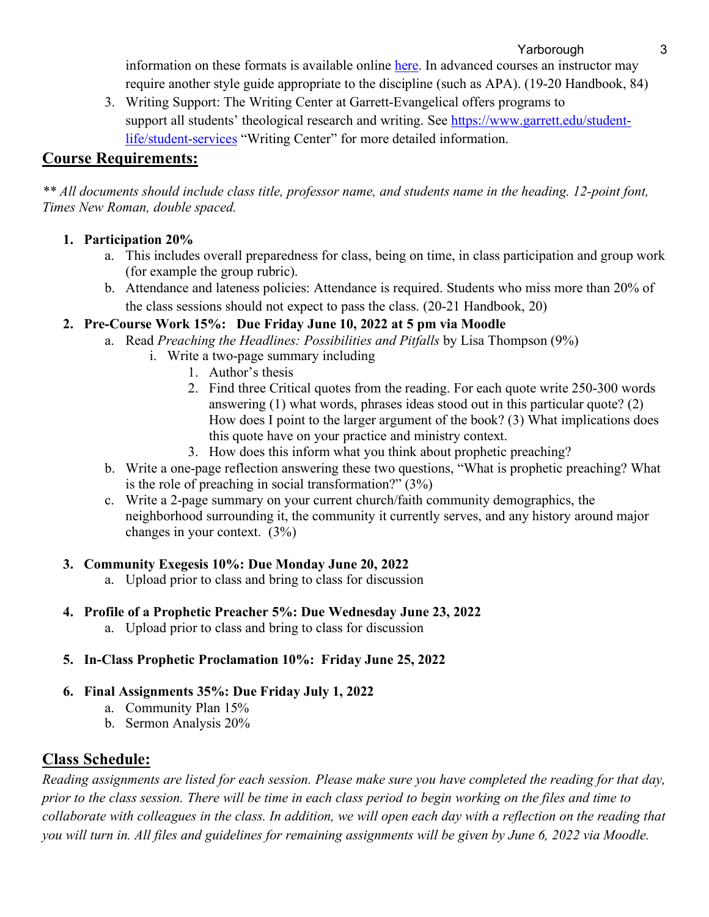information on these formats is available online [here](). In advanced courses an instructor may require another style guide appropriate to the discipline (such as APA). (19-20 Handbook, 84)

3. Writing Support: The Writing Center at Garrett-Evangelical offers programs to support all students' theological research and writing. See [https://www.garrett.edu/student-life/student-services](https://www.garrett.edu/student-life/student-services) "Writing Center" for more detailed information.

## Course Requirements:

*** All documents should include class title, professor name, and students name in the heading. 12-point font, Times New Roman, double spaced.*

1. **Participation 20%**
   a. This includes overall preparedness for class, being on time, in class participation and group work (for example the group rubric).
   b. Attendance and lateness policies: Attendance is required. Students who miss more than 20% of the class sessions should not expect to pass the class. (20-21 Handbook, 20)
2. **Pre-Course Work 15%: Due Friday June 10, 2022 at 5 pm via Moodle**
   a. Read *Preaching the Headlines: Possibilities and Pitfalls* by Lisa Thompson (9%)
      i. Write a two-page summary including
         1. Author's thesis
         2. Find three Critical quotes from the reading. For each quote write 250-300 words answering (1) what words, phrases ideas stood out in this particular quote? (2) How does I point to the larger argument of the book? (3) What implications does this quote have on your practice and ministry context.
         3. How does this inform what you think about prophetic preaching?
   b. Write a one-page reflection answering these two questions, "What is prophetic preaching? What is the role of preaching in social transformation?" (3%)
   c. Write a 2-page summary on your current church/faith community demographics, the neighborhood surrounding it, the community it currently serves, and any history around major changes in your context. (3%)
3. **Community Exegesis 10%: Due Monday June 20, 2022**
   a. Upload prior to class and bring to class for discussion
4. **Profile of a Prophetic Preacher 5%: Due Wednesday June 23, 2022**
   a. Upload prior to class and bring to class for discussion
5. **In-Class Prophetic Proclamation 10%: Friday June 25, 2022**
6. **Final Assignments 35%: Due Friday July 1, 2022**
   a. Community Plan 15%
   b. Sermon Analysis 20%

## Class Schedule:

*Reading assignments are listed for each session. Please make sure you have completed the reading for that day, prior to the class session. There will be time in each class period to begin working on the files and time to collaborate with colleagues in the class. In addition, we will open each day with a reflection on the reading that you will turn in. All files and guidelines for remaining assignments will be given by June 6, 2022 via Moodle.*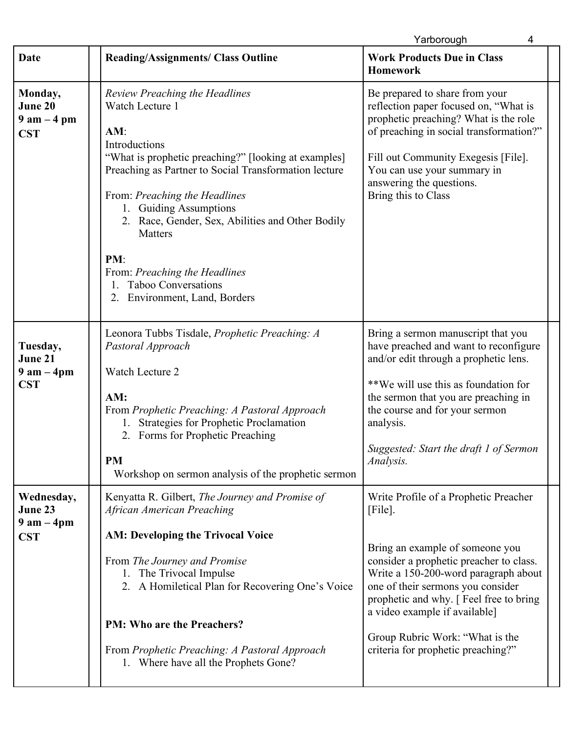| Date | | Reading/Assignments/ Class Outline | Work Products Due in Class Homework | |
|---|---|---|---|---|
| **Monday, June 20 9 am – 4 pm CST** | | *Review Preaching the Headlines*<br>Watch Lecture 1<br><br>**AM**:<br>Introductions<br>"What is prophetic preaching?" [looking at examples]<br>Preaching as Partner to Social Transformation lecture<br><br>From: *Preaching the Headlines*<br>1. Guiding Assumptions<br>2. Race, Gender, Sex, Abilities and Other Bodily Matters<br><br>**PM**:<br>From: *Preaching the Headlines*<br>1. Taboo Conversations<br>2. Environment, Land, Borders | Be prepared to share from your reflection paper focused on, "What is prophetic preaching? What is the role of preaching in social transformation?"<br><br>Fill out Community Exegesis [File]. You can use your summary in answering the questions.<br>Bring this to Class | |
| **Tuesday, June 21 9 am – 4pm CST** | | Leonora Tubbs Tisdale, *Prophetic Preaching: A Pastoral Approach*<br><br>Watch Lecture 2<br><br>**AM:**<br>From *Prophetic Preaching: A Pastoral Approach*<br>1. Strategies for Prophetic Proclamation<br>2. Forms for Prophetic Preaching<br><br>**PM**<br>Workshop on sermon analysis of the prophetic sermon | Bring a sermon manuscript that you have preached and want to reconfigure and/or edit through a prophetic lens.<br><br>**We will use this as foundation for the sermon that you are preaching in the course and for your sermon analysis.<br><br>*Suggested: Start the draft 1 of Sermon Analysis.* | |
| **Wednesday, June 23 9 am – 4pm CST** | | Kenyatta R. Gilbert, *The Journey and Promise of African American Preaching*<br><br>**AM: Developing the Trivocal Voice**<br><br>From *The Journey and Promise*<br>1. The Trivocal Impulse<br>2. A Homiletical Plan for Recovering One's Voice<br><br>**PM: Who are the Preachers?**<br><br>From *Prophetic Preaching: A Pastoral Approach*<br>1. Where have all the Prophets Gone? | Write Profile of a Prophetic Preacher [File].<br><br>Bring an example of someone you consider a prophetic preacher to class. Write a 150-200-word paragraph about one of their sermons you consider prophetic and why. [ Feel free to bring a video example if available]<br><br>Group Rubric Work: "What is the criteria for prophetic preaching?" | |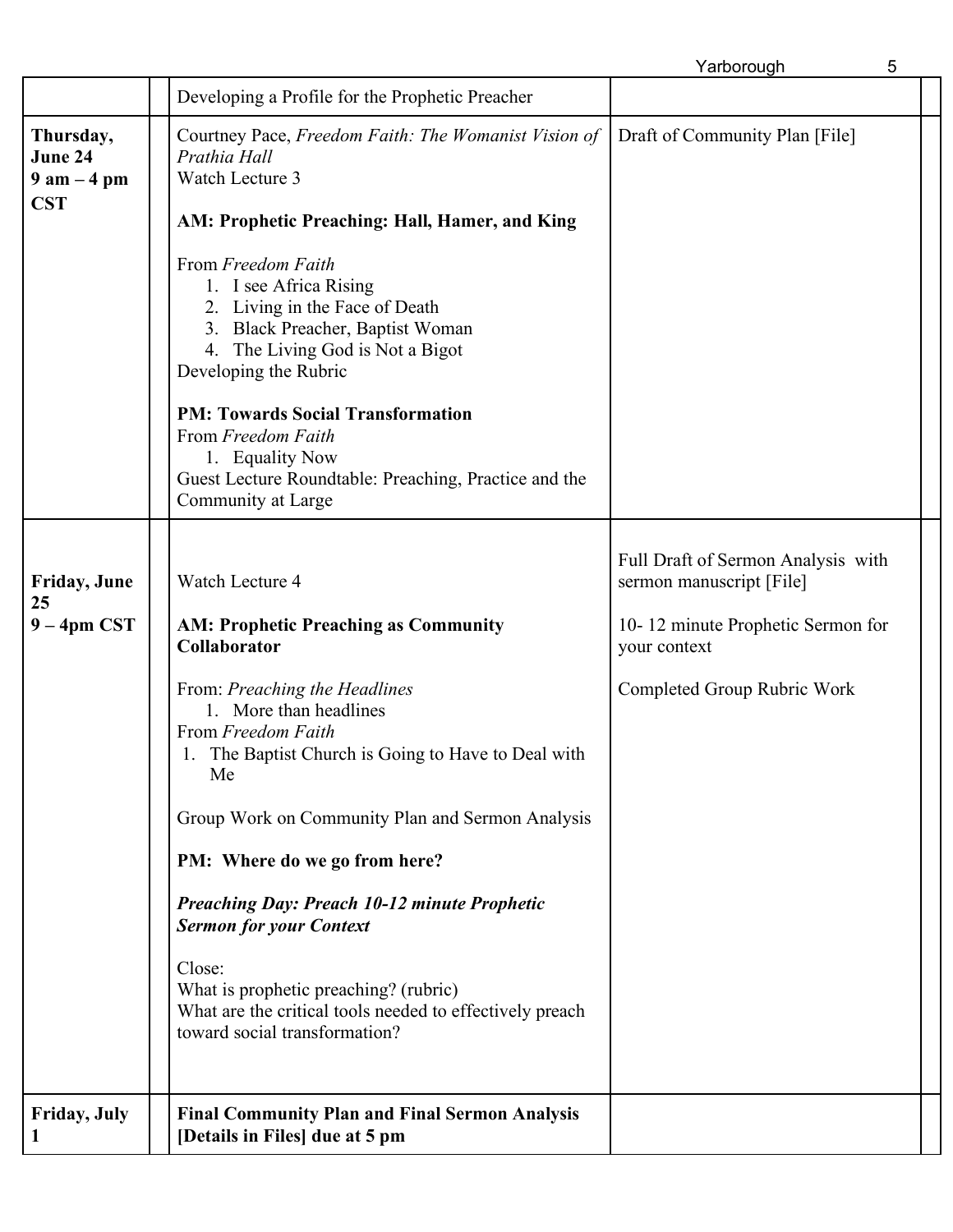| | | | | |
|---|---|---|---|---|
| | | Developing a Profile for the Prophetic Preacher | | |
| **Thursday, June 24 9 am – 4 pm CST** | | Courtney Pace, *Freedom Faith: The Womanist Vision of Prathia Hall*<br>Watch Lecture 3<br><br>**AM: Prophetic Preaching: Hall, Hamer, and King**<br><br>From *Freedom Faith*<br>1. I see Africa Rising<br>2. Living in the Face of Death<br>3. Black Preacher, Baptist Woman<br>4. The Living God is Not a Bigot<br>Developing the Rubric<br><br>**PM: Towards Social Transformation**<br>From *Freedom Faith*<br>1. Equality Now<br>Guest Lecture Roundtable: Preaching, Practice and the Community at Large | Draft of Community Plan [File] | |
| **Friday, June 25 9 – 4pm CST** | | Watch Lecture 4<br><br>**AM: Prophetic Preaching as Community Collaborator**<br><br>From: *Preaching the Headlines*<br>1. More than headlines<br>From *Freedom Faith*<br>1. The Baptist Church is Going to Have to Deal with Me<br><br>Group Work on Community Plan and Sermon Analysis<br><br>**PM: Where do we go from here?**<br><br>***Preaching Day: Preach 10-12 minute Prophetic Sermon for your Context***<br><br>Close:<br>What is prophetic preaching? (rubric)<br>What are the critical tools needed to effectively preach toward social transformation? | Full Draft of Sermon Analysis with sermon manuscript [File]<br><br>10- 12 minute Prophetic Sermon for your context<br><br>Completed Group Rubric Work | |
| **Friday, July 1** | | **Final Community Plan and Final Sermon Analysis [Details in Files] due at 5 pm** | | |